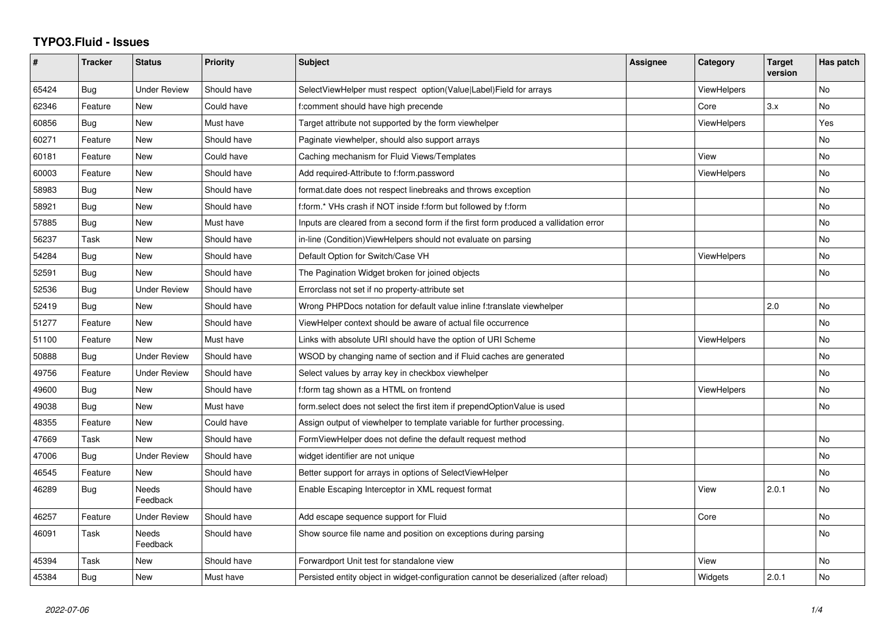# TYPO3.Fluid - Issues

| # | Tracker | Status | Priority | Subject | Assignee | Category | Target version | Has patch |
|---|---|---|---|---|---|---|---|---|
| 65424 | Bug | Under Review | Should have | SelectViewHelper must respect option(Value\|Label)Field for arrays | | ViewHelpers | | No |
| 62346 | Feature | New | Could have | f:comment should have high precende | | Core | 3.x | No |
| 60856 | Bug | New | Must have | Target attribute not supported by the form viewhelper | | ViewHelpers | | Yes |
| 60271 | Feature | New | Should have | Paginate viewhelper, should also support arrays | | | | No |
| 60181 | Feature | New | Could have | Caching mechanism for Fluid Views/Templates | | View | | No |
| 60003 | Feature | New | Should have | Add required-Attribute to f:form.password | | ViewHelpers | | No |
| 58983 | Bug | New | Should have | format.date does not respect linebreaks and throws exception | | | | No |
| 58921 | Bug | New | Should have | f:form.* VHs crash if NOT inside f:form but followed by f:form | | | | No |
| 57885 | Bug | New | Must have | Inputs are cleared from a second form if the first form produced a vallidation error | | | | No |
| 56237 | Task | New | Should have | in-line (Condition)ViewHelpers should not evaluate on parsing | | | | No |
| 54284 | Bug | New | Should have | Default Option for Switch/Case VH | | ViewHelpers | | No |
| 52591 | Bug | New | Should have | The Pagination Widget broken for joined objects | | | | No |
| 52536 | Bug | Under Review | Should have | Errorclass not set if no property-attribute set | | | | |
| 52419 | Bug | New | Should have | Wrong PHPDocs notation for default value inline f:translate viewhelper | | | 2.0 | No |
| 51277 | Feature | New | Should have | ViewHelper context should be aware of actual file occurrence | | | | No |
| 51100 | Feature | New | Must have | Links with absolute URI should have the option of URI Scheme | | ViewHelpers | | No |
| 50888 | Bug | Under Review | Should have | WSOD by changing name of section and if Fluid caches are generated | | | | No |
| 49756 | Feature | Under Review | Should have | Select values by array key in checkbox viewhelper | | | | No |
| 49600 | Bug | New | Should have | f:form tag shown as a HTML on frontend | | ViewHelpers | | No |
| 49038 | Bug | New | Must have | form.select does not select the first item if prependOptionValue is used | | | | No |
| 48355 | Feature | New | Could have | Assign output of viewhelper to template variable for further processing. | | | | |
| 47669 | Task | New | Should have | FormViewHelper does not define the default request method | | | | No |
| 47006 | Bug | Under Review | Should have | widget identifier are not unique | | | | No |
| 46545 | Feature | New | Should have | Better support for arrays in options of SelectViewHelper | | | | No |
| 46289 | Bug | Needs Feedback | Should have | Enable Escaping Interceptor in XML request format | | View | 2.0.1 | No |
| 46257 | Feature | Under Review | Should have | Add escape sequence support for Fluid | | Core | | No |
| 46091 | Task | Needs Feedback | Should have | Show source file name and position on exceptions during parsing | | | | No |
| 45394 | Task | New | Should have | Forwardport Unit test for standalone view | | View | | No |
| 45384 | Bug | New | Must have | Persisted entity object in widget-configuration cannot be deserialized (after reload) | | Widgets | 2.0.1 | No |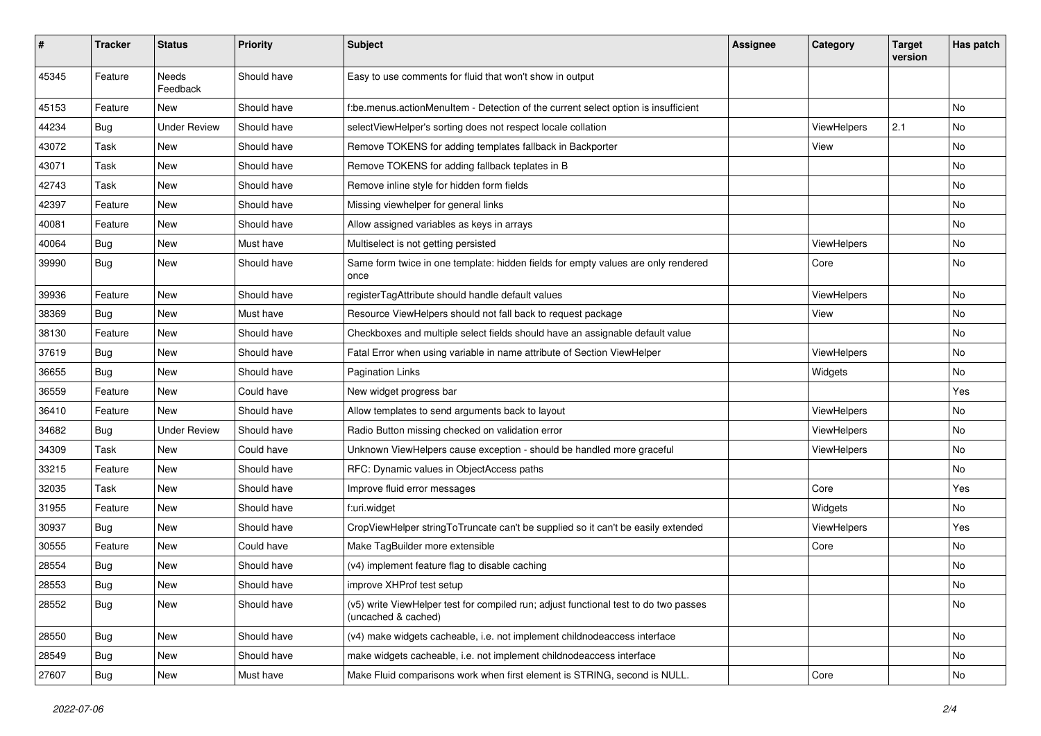| # | Tracker | Status | Priority | Subject | Assignee | Category | Target version | Has patch |
|---|---|---|---|---|---|---|---|---|
| 45345 | Feature | Needs Feedback | Should have | Easy to use comments for fluid that won't show in output | | | | |
| 45153 | Feature | New | Should have | f:be.menus.actionMenuItem - Detection of the current select option is insufficient | | | | No |
| 44234 | Bug | Under Review | Should have | selectViewHelper's sorting does not respect locale collation | | ViewHelpers | 2.1 | No |
| 43072 | Task | New | Should have | Remove TOKENS for adding templates fallback in Backporter | | View | | No |
| 43071 | Task | New | Should have | Remove TOKENS for adding fallback teplates in B | | | | No |
| 42743 | Task | New | Should have | Remove inline style for hidden form fields | | | | No |
| 42397 | Feature | New | Should have | Missing viewhelper for general links | | | | No |
| 40081 | Feature | New | Should have | Allow assigned variables as keys in arrays | | | | No |
| 40064 | Bug | New | Must have | Multiselect is not getting persisted | | ViewHelpers | | No |
| 39990 | Bug | New | Should have | Same form twice in one template: hidden fields for empty values are only rendered once | | Core | | No |
| 39936 | Feature | New | Should have | registerTagAttribute should handle default values | | ViewHelpers | | No |
| 38369 | Bug | New | Must have | Resource ViewHelpers should not fall back to request package | | View | | No |
| 38130 | Feature | New | Should have | Checkboxes and multiple select fields should have an assignable default value | | | | No |
| 37619 | Bug | New | Should have | Fatal Error when using variable in name attribute of Section ViewHelper | | ViewHelpers | | No |
| 36655 | Bug | New | Should have | Pagination Links | | Widgets | | No |
| 36559 | Feature | New | Could have | New widget progress bar | | | | Yes |
| 36410 | Feature | New | Should have | Allow templates to send arguments back to layout | | ViewHelpers | | No |
| 34682 | Bug | Under Review | Should have | Radio Button missing checked on validation error | | ViewHelpers | | No |
| 34309 | Task | New | Could have | Unknown ViewHelpers cause exception - should be handled more graceful | | ViewHelpers | | No |
| 33215 | Feature | New | Should have | RFC: Dynamic values in ObjectAccess paths | | | | No |
| 32035 | Task | New | Should have | Improve fluid error messages | | Core | | Yes |
| 31955 | Feature | New | Should have | f:uri.widget | | Widgets | | No |
| 30937 | Bug | New | Should have | CropViewHelper stringToTruncate can't be supplied so it can't be easily extended | | ViewHelpers | | Yes |
| 30555 | Feature | New | Could have | Make TagBuilder more extensible | | Core | | No |
| 28554 | Bug | New | Should have | (v4) implement feature flag to disable caching | | | | No |
| 28553 | Bug | New | Should have | improve XHProf test setup | | | | No |
| 28552 | Bug | New | Should have | (v5) write ViewHelper test for compiled run; adjust functional test to do two passes (uncached & cached) | | | | No |
| 28550 | Bug | New | Should have | (v4) make widgets cacheable, i.e. not implement childnodeaccess interface | | | | No |
| 28549 | Bug | New | Should have | make widgets cacheable, i.e. not implement childnodeaccess interface | | | | No |
| 27607 | Bug | New | Must have | Make Fluid comparisons work when first element is STRING, second is NULL. | | Core | | No |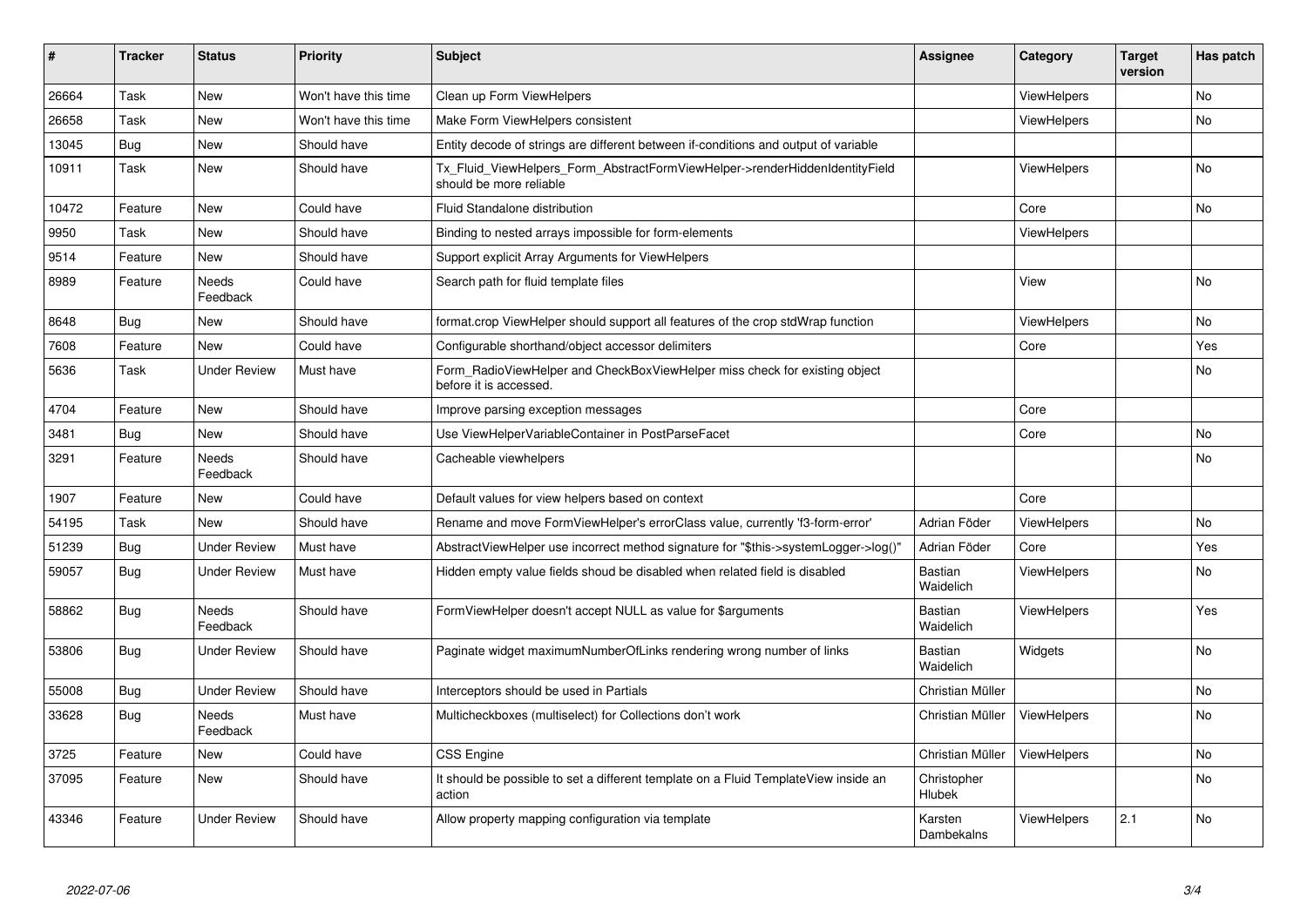| # | Tracker | Status | Priority | Subject | Assignee | Category | Target version | Has patch |
|---|---|---|---|---|---|---|---|---|
| 26664 | Task | New | Won't have this time | Clean up Form ViewHelpers | | ViewHelpers | | No |
| 26658 | Task | New | Won't have this time | Make Form ViewHelpers consistent | | ViewHelpers | | No |
| 13045 | Bug | New | Should have | Entity decode of strings are different between if-conditions and output of variable | | | | |
| 10911 | Task | New | Should have | Tx_Fluid_ViewHelpers_Form_AbstractFormViewHelper->renderHiddenIdentityField should be more reliable | | ViewHelpers | | No |
| 10472 | Feature | New | Could have | Fluid Standalone distribution | | Core | | No |
| 9950 | Task | New | Should have | Binding to nested arrays impossible for form-elements | | ViewHelpers | | |
| 9514 | Feature | New | Should have | Support explicit Array Arguments for ViewHelpers | | | | |
| 8989 | Feature | Needs Feedback | Could have | Search path for fluid template files | | View | | No |
| 8648 | Bug | New | Should have | format.crop ViewHelper should support all features of the crop stdWrap function | | ViewHelpers | | No |
| 7608 | Feature | New | Could have | Configurable shorthand/object accessor delimiters | | Core | | Yes |
| 5636 | Task | Under Review | Must have | Form_RadioViewHelper and CheckBoxViewHelper miss check for existing object before it is accessed. | | | | No |
| 4704 | Feature | New | Should have | Improve parsing exception messages | | Core | | |
| 3481 | Bug | New | Should have | Use ViewHelperVariableContainer in PostParseFacet | | Core | | No |
| 3291 | Feature | Needs Feedback | Should have | Cacheable viewhelpers | | | | No |
| 1907 | Feature | New | Could have | Default values for view helpers based on context | | Core | | |
| 54195 | Task | New | Should have | Rename and move FormViewHelper's errorClass value, currently 'f3-form-error' | Adrian Föder | ViewHelpers | | No |
| 51239 | Bug | Under Review | Must have | AbstractViewHelper use incorrect method signature for "$this->systemLogger->log()" | Adrian Föder | Core | | Yes |
| 59057 | Bug | Under Review | Must have | Hidden empty value fields shoud be disabled when related field is disabled | Bastian Waidelich | ViewHelpers | | No |
| 58862 | Bug | Needs Feedback | Should have | FormViewHelper doesn't accept NULL as value for $arguments | Bastian Waidelich | ViewHelpers | | Yes |
| 53806 | Bug | Under Review | Should have | Paginate widget maximumNumberOfLinks rendering wrong number of links | Bastian Waidelich | Widgets | | No |
| 55008 | Bug | Under Review | Should have | Interceptors should be used in Partials | Christian Müller | | | No |
| 33628 | Bug | Needs Feedback | Must have | Multicheckboxes (multiselect) for Collections don't work | Christian Müller | ViewHelpers | | No |
| 3725 | Feature | New | Could have | CSS Engine | Christian Müller | ViewHelpers | | No |
| 37095 | Feature | New | Should have | It should be possible to set a different template on a Fluid TemplateView inside an action | Christopher Hlubek | | | No |
| 43346 | Feature | Under Review | Should have | Allow property mapping configuration via template | Karsten Dambekalns | ViewHelpers | 2.1 | No |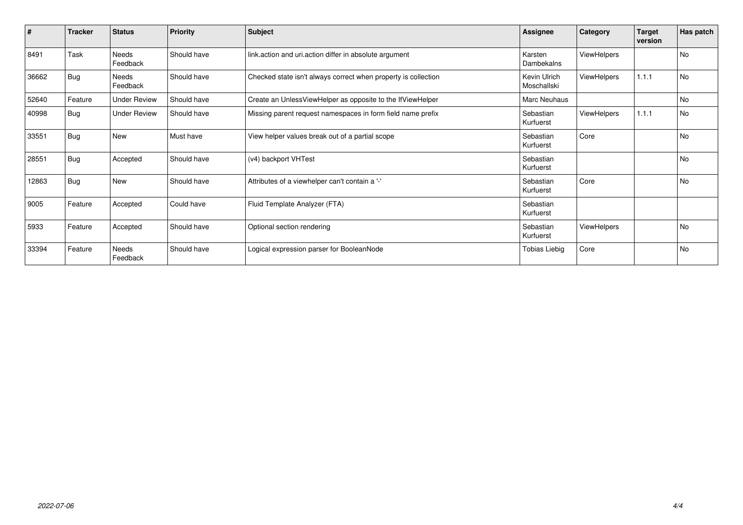| # | Tracker | Status | Priority | Subject | Assignee | Category | Target version | Has patch |
|---|---|---|---|---|---|---|---|---|
| 8491 | Task | Needs Feedback | Should have | link.action and uri.action differ in absolute argument | Karsten Dambekalns | ViewHelpers | | No |
| 36662 | Bug | Needs Feedback | Should have | Checked state isn't always correct when property is collection | Kevin Ulrich Moschallski | ViewHelpers | 1.1.1 | No |
| 52640 | Feature | Under Review | Should have | Create an UnlessViewHelper as opposite to the IfViewHelper | Marc Neuhaus | | | No |
| 40998 | Bug | Under Review | Should have | Missing parent request namespaces in form field name prefix | Sebastian Kurfuerst | ViewHelpers | 1.1.1 | No |
| 33551 | Bug | New | Must have | View helper values break out of a partial scope | Sebastian Kurfuerst | Core | | No |
| 28551 | Bug | Accepted | Should have | (v4) backport VHTest | Sebastian Kurfuerst | | | No |
| 12863 | Bug | New | Should have | Attributes of a viewhelper can't contain a '-' | Sebastian Kurfuerst | Core | | No |
| 9005 | Feature | Accepted | Could have | Fluid Template Analyzer (FTA) | Sebastian Kurfuerst | | | |
| 5933 | Feature | Accepted | Should have | Optional section rendering | Sebastian Kurfuerst | ViewHelpers | | No |
| 33394 | Feature | Needs Feedback | Should have | Logical expression parser for BooleanNode | Tobias Liebig | Core | | No |

*2022-07-06*